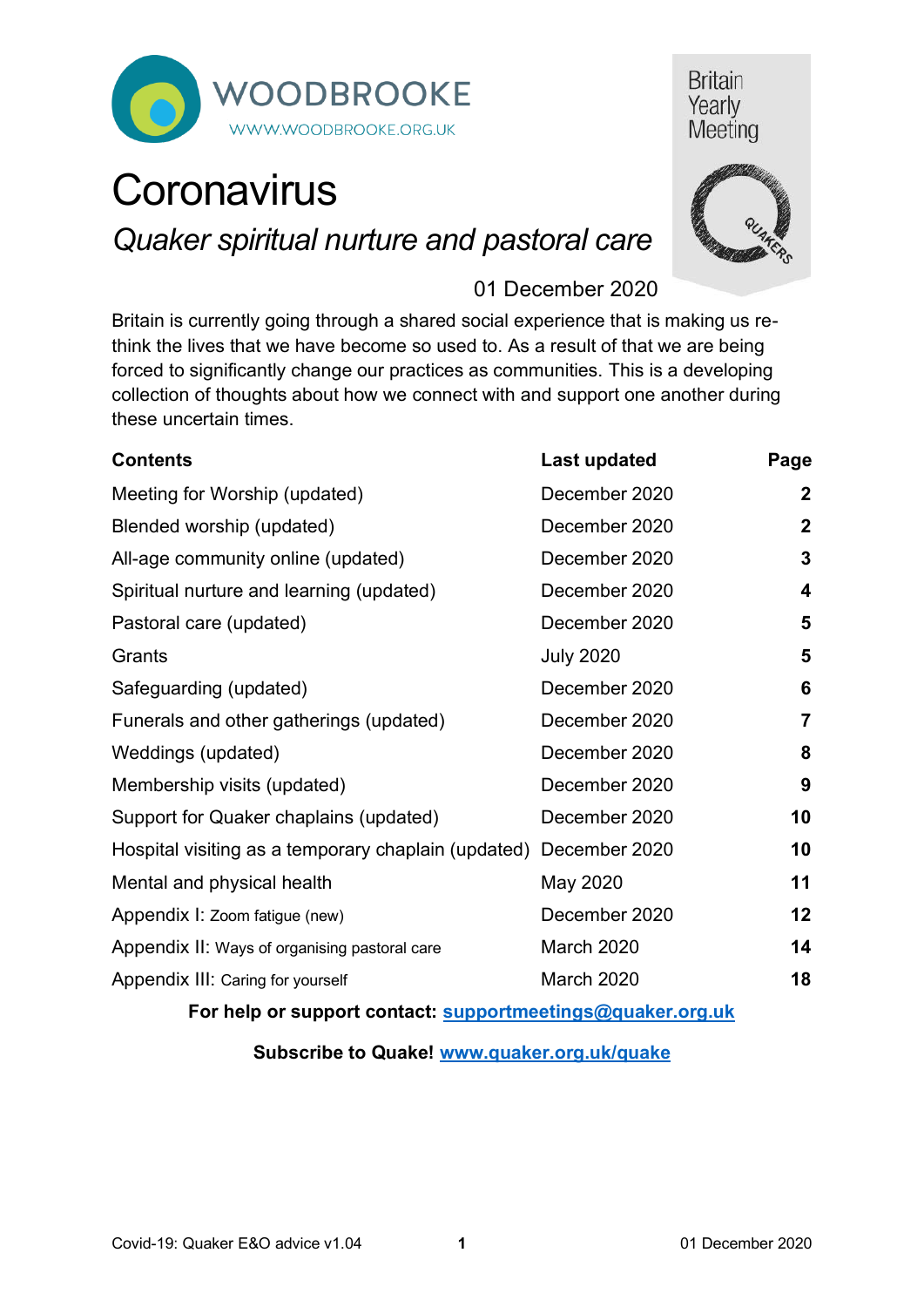WOODBROOKE
WWW.WOODBROOKE.ORG.UK

Britain Yearly Meeting

# Coronavirus

## *Quaker spiritual nurture and pastoral care*

01 December 2020

Britain is currently going through a shared social experience that is making us re-think the lives that we have become so used to. As a result of that we are being forced to significantly change our practices as communities. This is a developing collection of thoughts about how we connect with and support one another during these uncertain times.

| **Contents** | **Last updated** | **Page** |
|---|---|---|
| Meeting for Worship (updated) | December 2020 | **2** |
| Blended worship (updated) | December 2020 | **2** |
| All-age community online (updated) | December 2020 | **3** |
| Spiritual nurture and learning (updated) | December 2020 | **4** |
| Pastoral care (updated) | December 2020 | **5** |
| Grants | July 2020 | **5** |
| Safeguarding (updated) | December 2020 | **6** |
| Funerals and other gatherings (updated) | December 2020 | **7** |
| Weddings (updated) | December 2020 | **8** |
| Membership visits (updated) | December 2020 | **9** |
| Support for Quaker chaplains (updated) | December 2020 | **10** |
| Hospital visiting as a temporary chaplain (updated) | December 2020 | **10** |
| Mental and physical health | May 2020 | **11** |
| Appendix I: Zoom fatigue (new) | December 2020 | **12** |
| Appendix II: Ways of organising pastoral care | March 2020 | **14** |
| Appendix III: Caring for yourself | March 2020 | **18** |

**For help or support contact: supportmeetings@quaker.org.uk**

**Subscribe to Quake! www.quaker.org.uk/quake**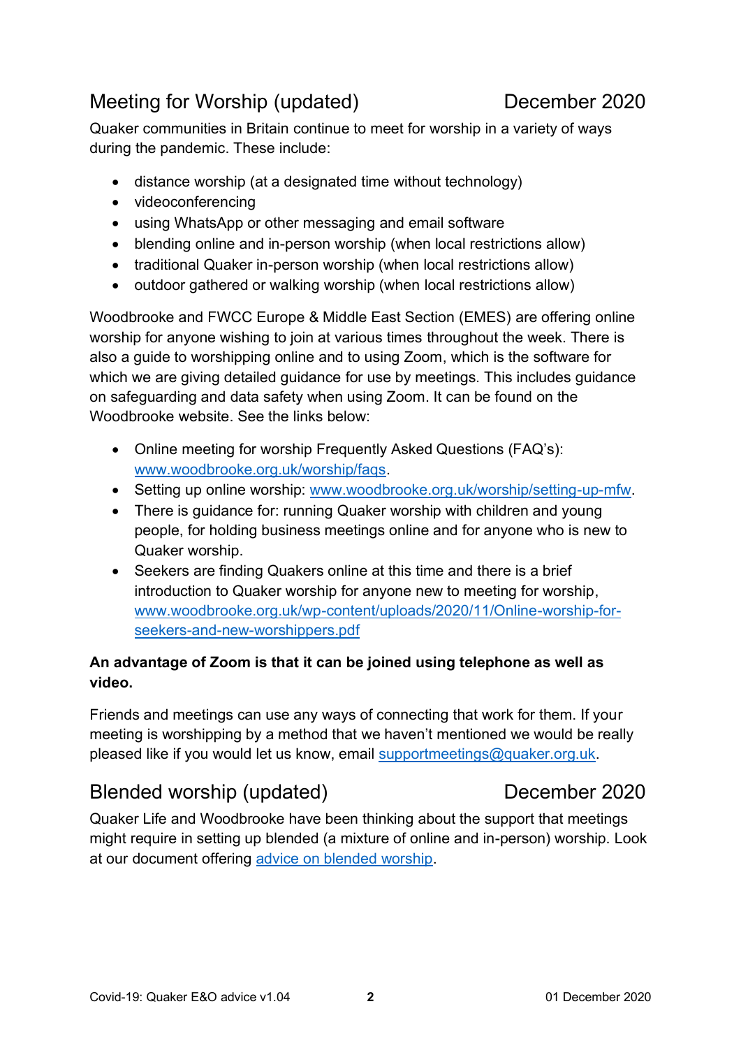## Meeting for Worship (updated) December 2020

Quaker communities in Britain continue to meet for worship in a variety of ways during the pandemic. These include:

- distance worship (at a designated time without technology)
- videoconferencing
- using WhatsApp or other messaging and email software
- blending online and in-person worship (when local restrictions allow)
- traditional Quaker in-person worship (when local restrictions allow)
- outdoor gathered or walking worship (when local restrictions allow)

Woodbrooke and FWCC Europe & Middle East Section (EMES) are offering online worship for anyone wishing to join at various times throughout the week. There is also a guide to worshipping online and to using Zoom, which is the software for which we are giving detailed guidance for use by meetings. This includes guidance on safeguarding and data safety when using Zoom. It can be found on the Woodbrooke website. See the links below:

- Online meeting for worship Frequently Asked Questions (FAQ's): [www.woodbrooke.org.uk/worship/faqs](www.woodbrooke.org.uk/worship/faqs).
- Setting up online worship: [www.woodbrooke.org.uk/worship/setting-up-mfw](www.woodbrooke.org.uk/worship/setting-up-mfw).
- There is guidance for: running Quaker worship with children and young people, for holding business meetings online and for anyone who is new to Quaker worship.
- Seekers are finding Quakers online at this time and there is a brief introduction to Quaker worship for anyone new to meeting for worship, [www.woodbrooke.org.uk/wp-content/uploads/2020/11/Online-worship-for-seekers-and-new-worshippers.pdf](www.woodbrooke.org.uk/wp-content/uploads/2020/11/Online-worship-for-seekers-and-new-worshippers.pdf)

**An advantage of Zoom is that it can be joined using telephone as well as video.**

Friends and meetings can use any ways of connecting that work for them. If your meeting is worshipping by a method that we haven't mentioned we would be really pleased like if you would let us know, email [supportmeetings@quaker.org.uk](mailto:supportmeetings@quaker.org.uk).

## Blended worship (updated) December 2020

Quaker Life and Woodbrooke have been thinking about the support that meetings might require in setting up blended (a mixture of online and in-person) worship. Look at our document offering advice on blended worship.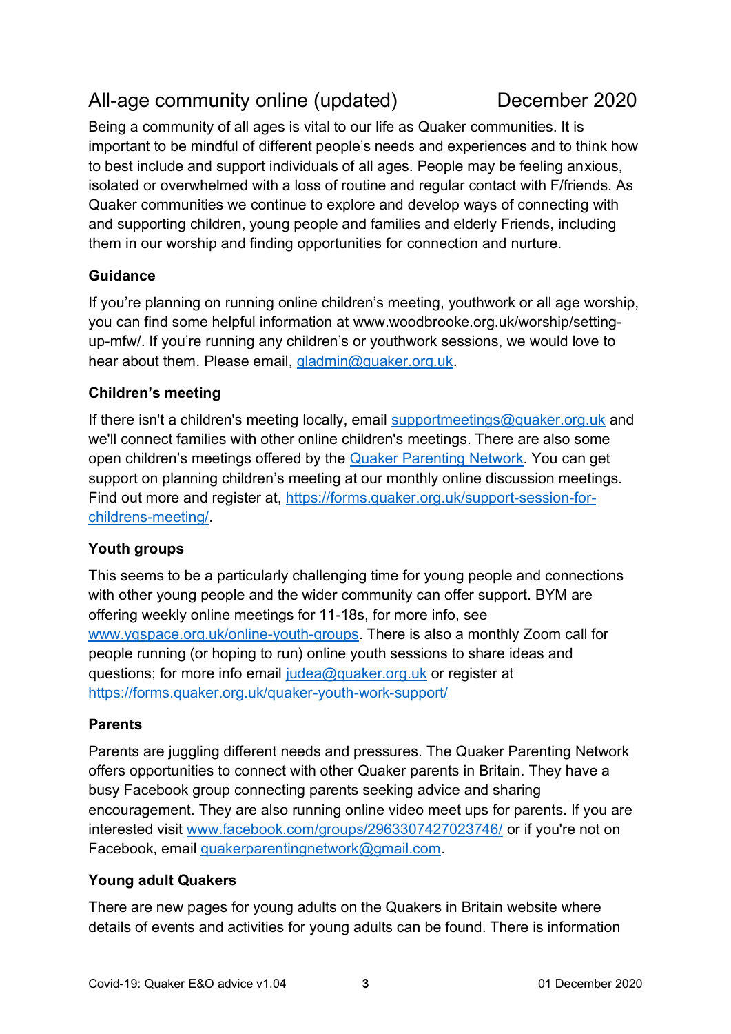# All-age community online (updated) December 2020

Being a community of all ages is vital to our life as Quaker communities. It is important to be mindful of different people's needs and experiences and to think how to best include and support individuals of all ages. People may be feeling anxious, isolated or overwhelmed with a loss of routine and regular contact with F/friends. As Quaker communities we continue to explore and develop ways of connecting with and supporting children, young people and families and elderly Friends, including them in our worship and finding opportunities for connection and nurture.

### Guidance

If you're planning on running online children's meeting, youthwork or all age worship, you can find some helpful information at www.woodbrooke.org.uk/worship/setting-up-mfw/. If you're running any children's or youthwork sessions, we would love to hear about them. Please email, [gladmin@quaker.org.uk](mailto:gladmin@quaker.org.uk).

### Children's meeting

If there isn't a children's meeting locally, email [supportmeetings@quaker.org.uk](mailto:supportmeetings@quaker.org.uk) and we'll connect families with other online children's meetings. There are also some open children's meetings offered by the Quaker Parenting Network. You can get support on planning children's meeting at our monthly online discussion meetings. Find out more and register at, [https://forms.quaker.org.uk/support-session-for-childrens-meeting/](https://forms.quaker.org.uk/support-session-for-childrens-meeting/).

### Youth groups

This seems to be a particularly challenging time for young people and connections with other young people and the wider community can offer support. BYM are offering weekly online meetings for 11-18s, for more info, see [www.yqspace.org.uk/online-youth-groups](http://www.yqspace.org.uk/online-youth-groups). There is also a monthly Zoom call for people running (or hoping to run) online youth sessions to share ideas and questions; for more info email [judea@quaker.org.uk](mailto:judea@quaker.org.uk) or register at [https://forms.quaker.org.uk/quaker-youth-work-support/](https://forms.quaker.org.uk/quaker-youth-work-support/)

### Parents

Parents are juggling different needs and pressures. The Quaker Parenting Network offers opportunities to connect with other Quaker parents in Britain. They have a busy Facebook group connecting parents seeking advice and sharing encouragement. They are also running online video meet ups for parents. If you are interested visit [www.facebook.com/groups/2963307427023746/](http://www.facebook.com/groups/2963307427023746/) or if you're not on Facebook, email [quakerparentingnetwork@gmail.com](mailto:quakerparentingnetwork@gmail.com).

### Young adult Quakers

There are new pages for young adults on the Quakers in Britain website where details of events and activities for young adults can be found. There is information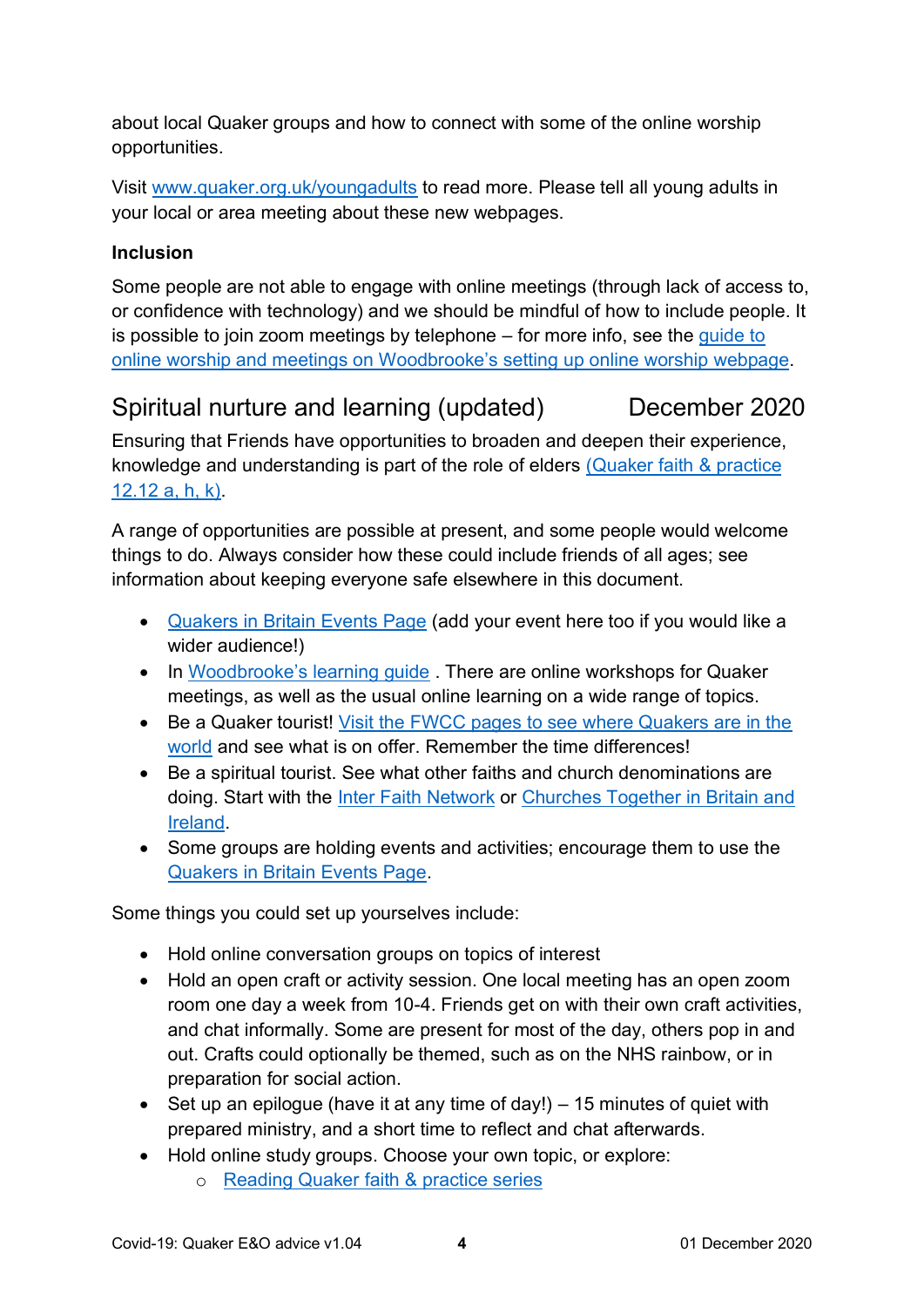about local Quaker groups and how to connect with some of the online worship opportunities.

Visit www.quaker.org.uk/youngadults to read more. Please tell all young adults in your local or area meeting about these new webpages.

**Inclusion**

Some people are not able to engage with online meetings (through lack of access to, or confidence with technology) and we should be mindful of how to include people. It is possible to join zoom meetings by telephone – for more info, see the guide to online worship and meetings on Woodbrooke's setting up online worship webpage.

## Spiritual nurture and learning (updated) December 2020

Ensuring that Friends have opportunities to broaden and deepen their experience, knowledge and understanding is part of the role of elders (Quaker faith & practice 12.12 a, h, k).

A range of opportunities are possible at present, and some people would welcome things to do. Always consider how these could include friends of all ages; see information about keeping everyone safe elsewhere in this document.

- Quakers in Britain Events Page (add your event here too if you would like a wider audience!)
- In Woodbrooke's learning guide . There are online workshops for Quaker meetings, as well as the usual online learning on a wide range of topics.
- Be a Quaker tourist! Visit the FWCC pages to see where Quakers are in the world and see what is on offer. Remember the time differences!
- Be a spiritual tourist. See what other faiths and church denominations are doing. Start with the Inter Faith Network or Churches Together in Britain and Ireland.
- Some groups are holding events and activities; encourage them to use the Quakers in Britain Events Page.

Some things you could set up yourselves include:

- Hold online conversation groups on topics of interest
- Hold an open craft or activity session. One local meeting has an open zoom room one day a week from 10-4. Friends get on with their own craft activities, and chat informally. Some are present for most of the day, others pop in and out. Crafts could optionally be themed, such as on the NHS rainbow, or in preparation for social action.
- Set up an epilogue (have it at any time of day!) – 15 minutes of quiet with prepared ministry, and a short time to reflect and chat afterwards.
- Hold online study groups. Choose your own topic, or explore:
    - Reading Quaker faith & practice series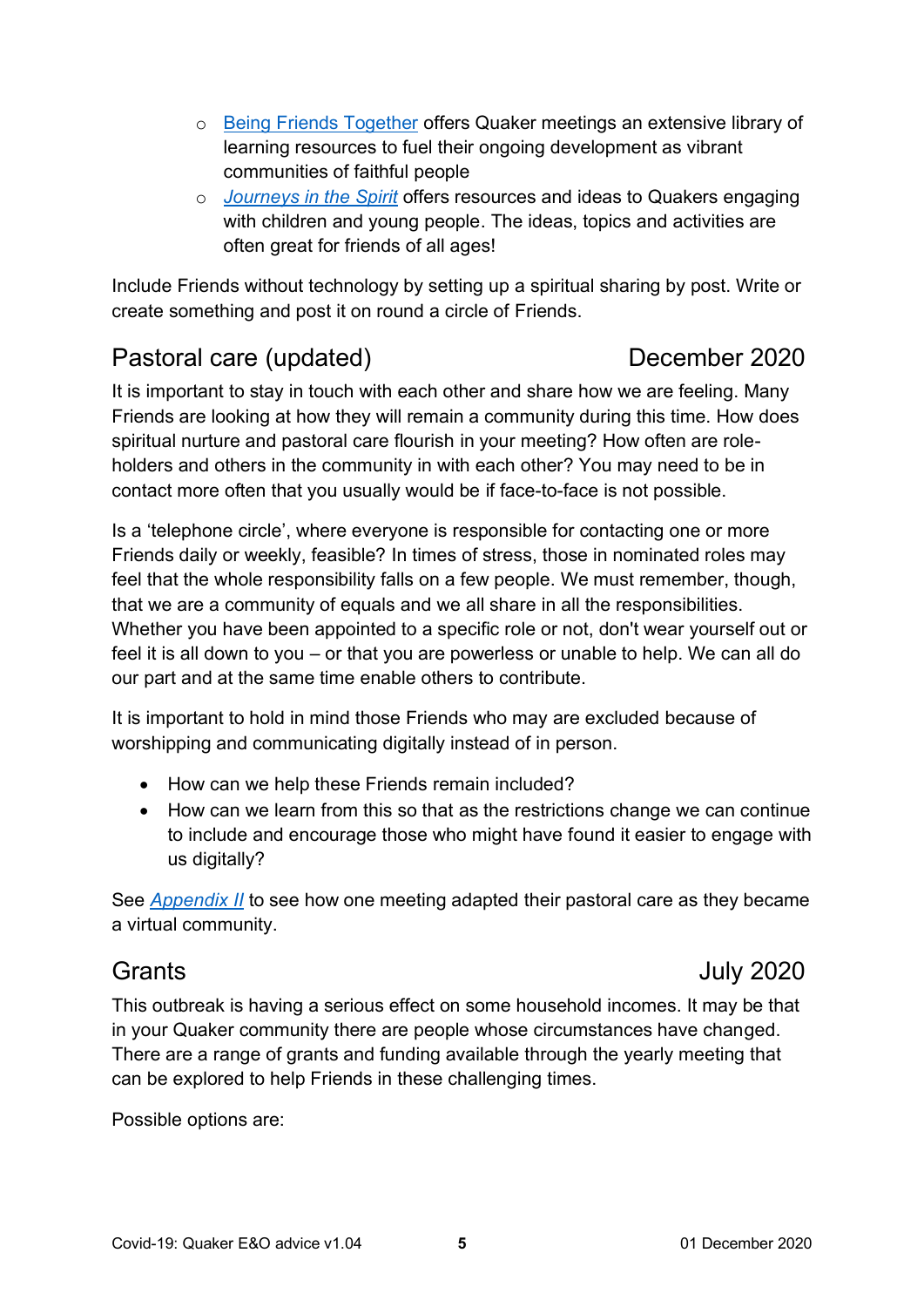- [Being Friends Together]() offers Quaker meetings an extensive library of learning resources to fuel their ongoing development as vibrant communities of faithful people
- *[Journeys in the Spirit]()* offers resources and ideas to Quakers engaging with children and young people. The ideas, topics and activities are often great for friends of all ages!

Include Friends without technology by setting up a spiritual sharing by post. Write or create something and post it on round a circle of Friends.

## Pastoral care (updated) December 2020

It is important to stay in touch with each other and share how we are feeling. Many Friends are looking at how they will remain a community during this time. How does spiritual nurture and pastoral care flourish in your meeting? How often are role-holders and others in the community in with each other? You may need to be in contact more often that you usually would be if face-to-face is not possible.

Is a 'telephone circle', where everyone is responsible for contacting one or more Friends daily or weekly, feasible? In times of stress, those in nominated roles may feel that the whole responsibility falls on a few people. We must remember, though, that we are a community of equals and we all share in all the responsibilities. Whether you have been appointed to a specific role or not, don't wear yourself out or feel it is all down to you – or that you are powerless or unable to help. We can all do our part and at the same time enable others to contribute.

It is important to hold in mind those Friends who may are excluded because of worshipping and communicating digitally instead of in person.

- How can we help these Friends remain included?
- How can we learn from this so that as the restrictions change we can continue to include and encourage those who might have found it easier to engage with us digitally?

See *[Appendix II]()* to see how one meeting adapted their pastoral care as they became a virtual community.

## Grants July 2020

This outbreak is having a serious effect on some household incomes. It may be that in your Quaker community there are people whose circumstances have changed. There are a range of grants and funding available through the yearly meeting that can be explored to help Friends in these challenging times.

Possible options are: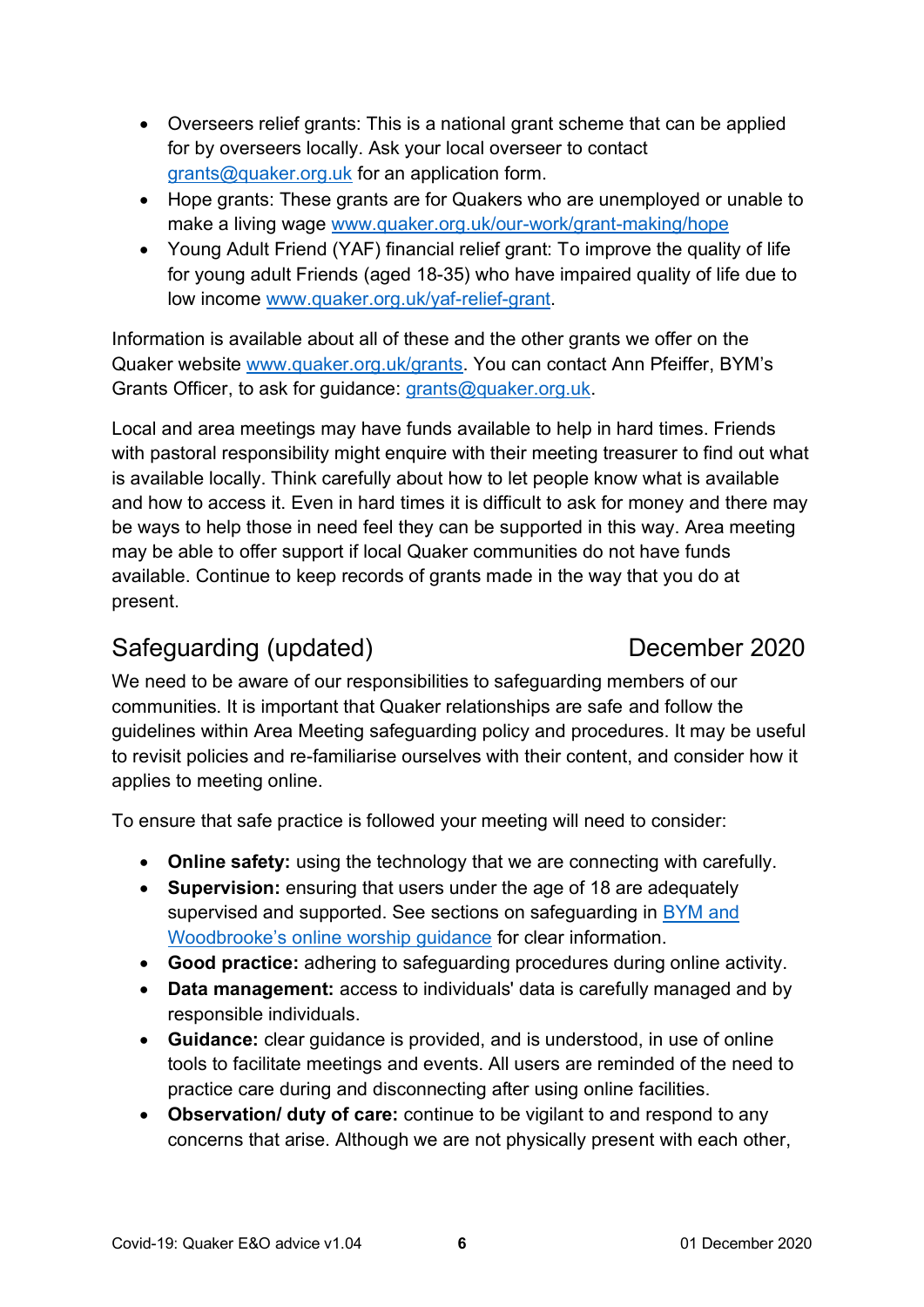- Overseers relief grants: This is a national grant scheme that can be applied for by overseers locally. Ask your local overseer to contact grants@quaker.org.uk for an application form.
- Hope grants: These grants are for Quakers who are unemployed or unable to make a living wage www.quaker.org.uk/our-work/grant-making/hope
- Young Adult Friend (YAF) financial relief grant: To improve the quality of life for young adult Friends (aged 18-35) who have impaired quality of life due to low income www.quaker.org.uk/yaf-relief-grant.

Information is available about all of these and the other grants we offer on the Quaker website www.quaker.org.uk/grants. You can contact Ann Pfeiffer, BYM's Grants Officer, to ask for guidance: grants@quaker.org.uk.

Local and area meetings may have funds available to help in hard times. Friends with pastoral responsibility might enquire with their meeting treasurer to find out what is available locally. Think carefully about how to let people know what is available and how to access it. Even in hard times it is difficult to ask for money and there may be ways to help those in need feel they can be supported in this way. Area meeting may be able to offer support if local Quaker communities do not have funds available. Continue to keep records of grants made in the way that you do at present.

## Safeguarding (updated) December 2020

We need to be aware of our responsibilities to safeguarding members of our communities. It is important that Quaker relationships are safe and follow the guidelines within Area Meeting safeguarding policy and procedures. It may be useful to revisit policies and re-familiarise ourselves with their content, and consider how it applies to meeting online.

To ensure that safe practice is followed your meeting will need to consider:

- **Online safety:** using the technology that we are connecting with carefully.
- **Supervision:** ensuring that users under the age of 18 are adequately supervised and supported. See sections on safeguarding in BYM and Woodbrooke's online worship guidance for clear information.
- **Good practice:** adhering to safeguarding procedures during online activity.
- **Data management:** access to individuals' data is carefully managed and by responsible individuals.
- **Guidance:** clear guidance is provided, and is understood, in use of online tools to facilitate meetings and events. All users are reminded of the need to practice care during and disconnecting after using online facilities.
- **Observation/ duty of care:** continue to be vigilant to and respond to any concerns that arise. Although we are not physically present with each other,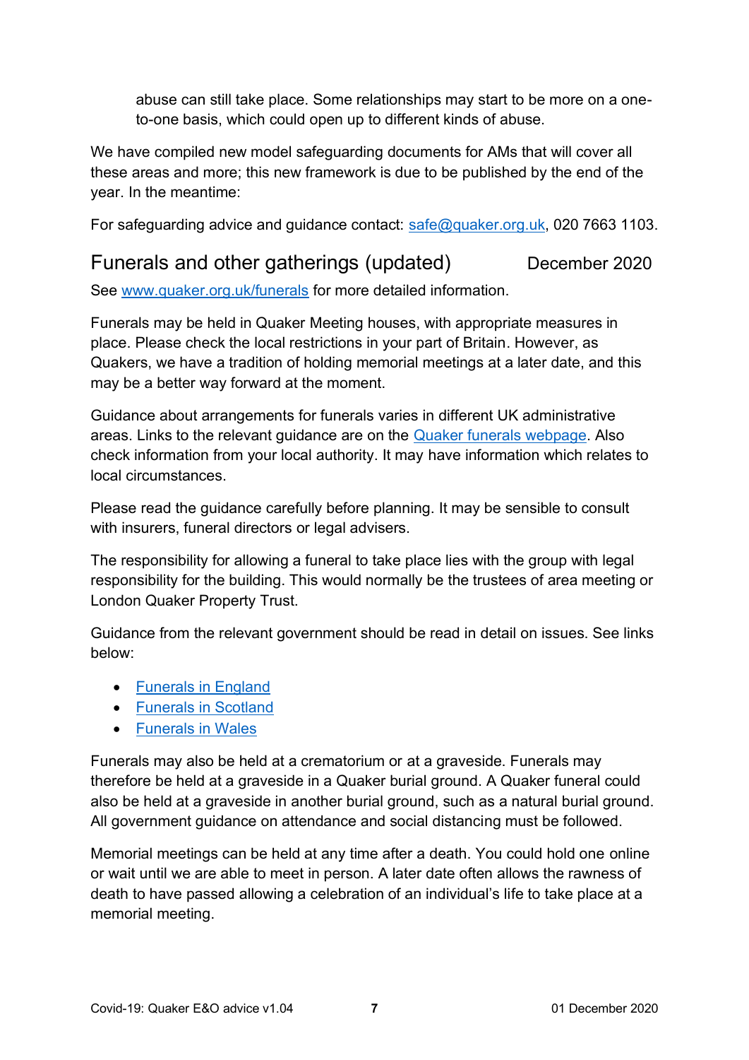abuse can still take place. Some relationships may start to be more on a one-to-one basis, which could open up to different kinds of abuse.

We have compiled new model safeguarding documents for AMs that will cover all these areas and more; this new framework is due to be published by the end of the year. In the meantime:

For safeguarding advice and guidance contact: [safe@quaker.org.uk](mailto:safe@quaker.org.uk), 020 7663 1103.

## Funerals and other gatherings (updated) December 2020

See [www.quaker.org.uk/funerals](http://www.quaker.org.uk/funerals) for more detailed information.

Funerals may be held in Quaker Meeting houses, with appropriate measures in place. Please check the local restrictions in your part of Britain. However, as Quakers, we have a tradition of holding memorial meetings at a later date, and this may be a better way forward at the moment.

Guidance about arrangements for funerals varies in different UK administrative areas. Links to the relevant guidance are on the Quaker funerals webpage. Also check information from your local authority. It may have information which relates to local circumstances.

Please read the guidance carefully before planning. It may be sensible to consult with insurers, funeral directors or legal advisers.

The responsibility for allowing a funeral to take place lies with the group with legal responsibility for the building. This would normally be the trustees of area meeting or London Quaker Property Trust.

Guidance from the relevant government should be read in detail on issues. See links below:

- Funerals in England
- Funerals in Scotland
- Funerals in Wales

Funerals may also be held at a crematorium or at a graveside. Funerals may therefore be held at a graveside in a Quaker burial ground. A Quaker funeral could also be held at a graveside in another burial ground, such as a natural burial ground. All government guidance on attendance and social distancing must be followed.

Memorial meetings can be held at any time after a death. You could hold one online or wait until we are able to meet in person. A later date often allows the rawness of death to have passed allowing a celebration of an individual's life to take place at a memorial meeting.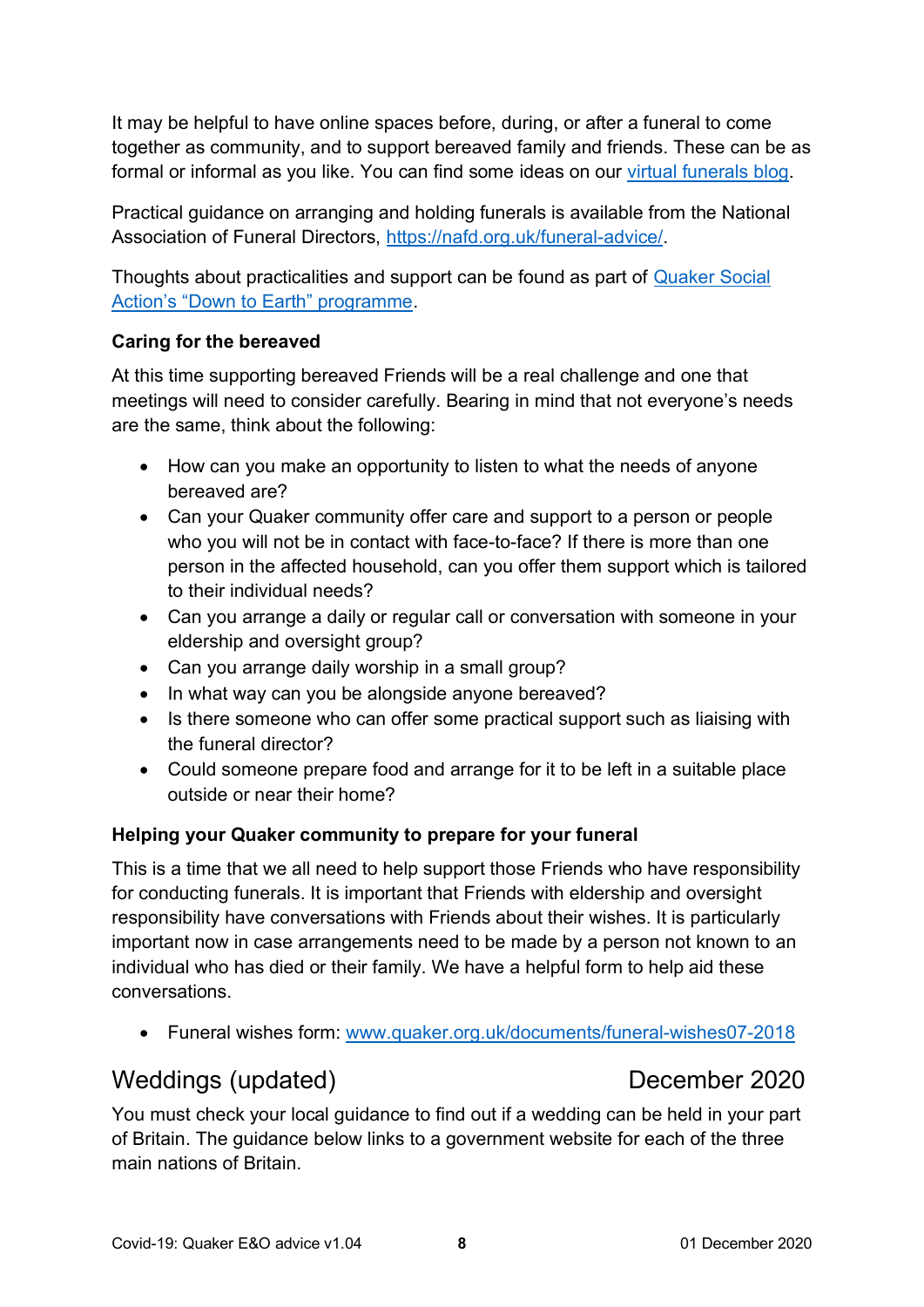It may be helpful to have online spaces before, during, or after a funeral to come together as community, and to support bereaved family and friends. These can be as formal or informal as you like. You can find some ideas on our virtual funerals blog.

Practical guidance on arranging and holding funerals is available from the National Association of Funeral Directors, https://nafd.org.uk/funeral-advice/.

Thoughts about practicalities and support can be found as part of Quaker Social Action's "Down to Earth" programme.

### Caring for the bereaved

At this time supporting bereaved Friends will be a real challenge and one that meetings will need to consider carefully. Bearing in mind that not everyone's needs are the same, think about the following:

- How can you make an opportunity to listen to what the needs of anyone bereaved are?
- Can your Quaker community offer care and support to a person or people who you will not be in contact with face-to-face? If there is more than one person in the affected household, can you offer them support which is tailored to their individual needs?
- Can you arrange a daily or regular call or conversation with someone in your eldership and oversight group?
- Can you arrange daily worship in a small group?
- In what way can you be alongside anyone bereaved?
- Is there someone who can offer some practical support such as liaising with the funeral director?
- Could someone prepare food and arrange for it to be left in a suitable place outside or near their home?

### Helping your Quaker community to prepare for your funeral

This is a time that we all need to help support those Friends who have responsibility for conducting funerals. It is important that Friends with eldership and oversight responsibility have conversations with Friends about their wishes. It is particularly important now in case arrangements need to be made by a person not known to an individual who has died or their family. We have a helpful form to help aid these conversations.

- Funeral wishes form: www.quaker.org.uk/documents/funeral-wishes07-2018

## Weddings (updated) December 2020

You must check your local guidance to find out if a wedding can be held in your part of Britain. The guidance below links to a government website for each of the three main nations of Britain.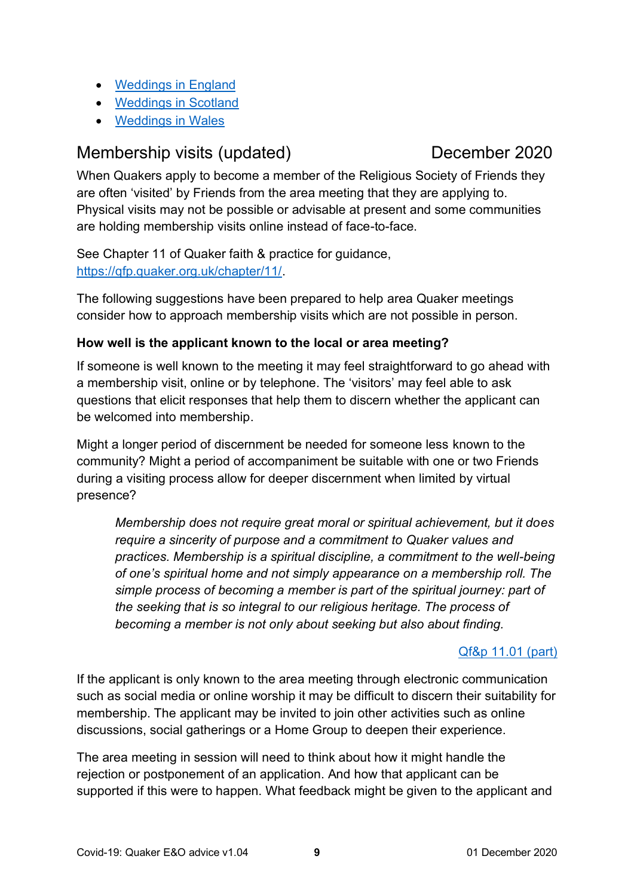- Weddings in England
- Weddings in Scotland
- Weddings in Wales

## Membership visits (updated) December 2020

When Quakers apply to become a member of the Religious Society of Friends they are often 'visited' by Friends from the area meeting that they are applying to. Physical visits may not be possible or advisable at present and some communities are holding membership visits online instead of face-to-face.

See Chapter 11 of Quaker faith & practice for guidance, https://qfp.quaker.org.uk/chapter/11/.

The following suggestions have been prepared to help area Quaker meetings consider how to approach membership visits which are not possible in person.

**How well is the applicant known to the local or area meeting?**

If someone is well known to the meeting it may feel straightforward to go ahead with a membership visit, online or by telephone. The 'visitors' may feel able to ask questions that elicit responses that help them to discern whether the applicant can be welcomed into membership.

Might a longer period of discernment be needed for someone less known to the community? Might a period of accompaniment be suitable with one or two Friends during a visiting process allow for deeper discernment when limited by virtual presence?

> *Membership does not require great moral or spiritual achievement, but it does require a sincerity of purpose and a commitment to Quaker values and practices. Membership is a spiritual discipline, a commitment to the well-being of one's spiritual home and not simply appearance on a membership roll. The simple process of becoming a member is part of the spiritual journey: part of the seeking that is so integral to our religious heritage. The process of becoming a member is not only about seeking but also about finding.*
>
> Qf&p 11.01 (part)

If the applicant is only known to the area meeting through electronic communication such as social media or online worship it may be difficult to discern their suitability for membership. The applicant may be invited to join other activities such as online discussions, social gatherings or a Home Group to deepen their experience.

The area meeting in session will need to think about how it might handle the rejection or postponement of an application. And how that applicant can be supported if this were to happen. What feedback might be given to the applicant and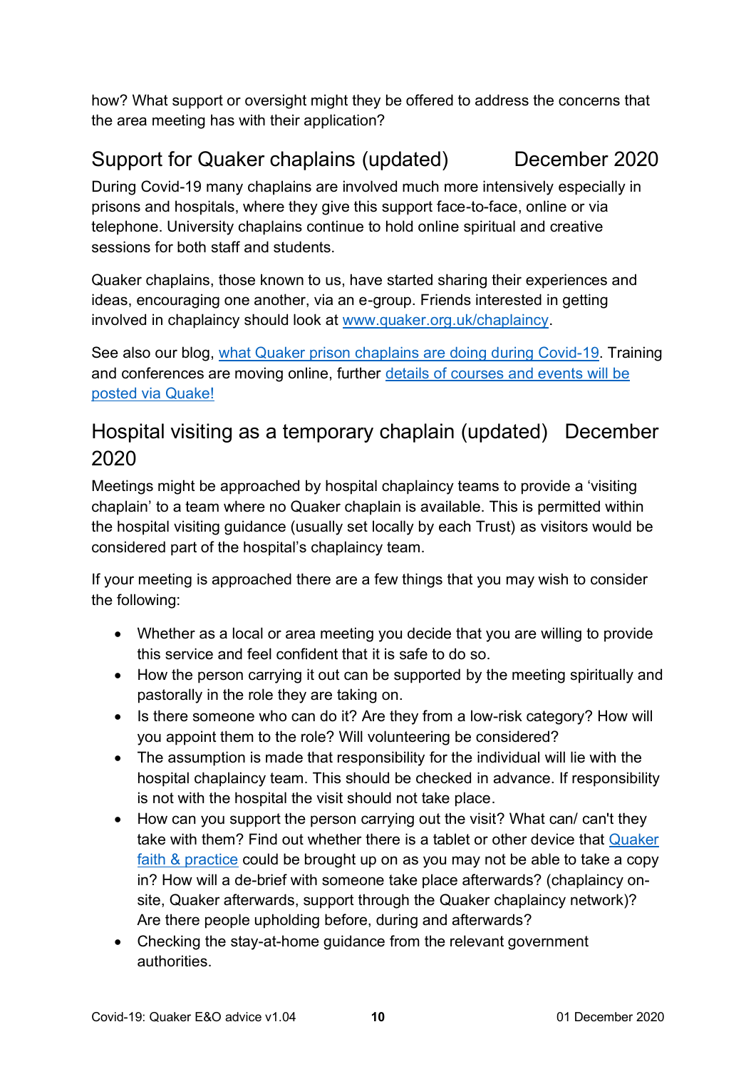how? What support or oversight might they be offered to address the concerns that the area meeting has with their application?

## Support for Quaker chaplains (updated) December 2020

During Covid-19 many chaplains are involved much more intensively especially in prisons and hospitals, where they give this support face-to-face, online or via telephone. University chaplains continue to hold online spiritual and creative sessions for both staff and students.

Quaker chaplains, those known to us, have started sharing their experiences and ideas, encouraging one another, via an e-group. Friends interested in getting involved in chaplaincy should look at [www.quaker.org.uk/chaplaincy](www.quaker.org.uk/chaplaincy).

See also our blog, [what Quaker prison chaplains are doing during Covid-19](). Training and conferences are moving online, further [details of courses and events will be posted via Quake!]()

## Hospital visiting as a temporary chaplain (updated) December 2020

Meetings might be approached by hospital chaplaincy teams to provide a 'visiting chaplain' to a team where no Quaker chaplain is available. This is permitted within the hospital visiting guidance (usually set locally by each Trust) as visitors would be considered part of the hospital's chaplaincy team.

If your meeting is approached there are a few things that you may wish to consider the following:

- Whether as a local or area meeting you decide that you are willing to provide this service and feel confident that it is safe to do so.
- How the person carrying it out can be supported by the meeting spiritually and pastorally in the role they are taking on.
- Is there someone who can do it? Are they from a low-risk category? How will you appoint them to the role? Will volunteering be considered?
- The assumption is made that responsibility for the individual will lie with the hospital chaplaincy team. This should be checked in advance. If responsibility is not with the hospital the visit should not take place.
- How can you support the person carrying out the visit? What can/ can't they take with them? Find out whether there is a tablet or other device that [Quaker faith & practice]() could be brought up on as you may not be able to take a copy in? How will a de-brief with someone take place afterwards? (chaplaincy on-site, Quaker afterwards, support through the Quaker chaplaincy network)? Are there people upholding before, during and afterwards?
- Checking the stay-at-home guidance from the relevant government authorities.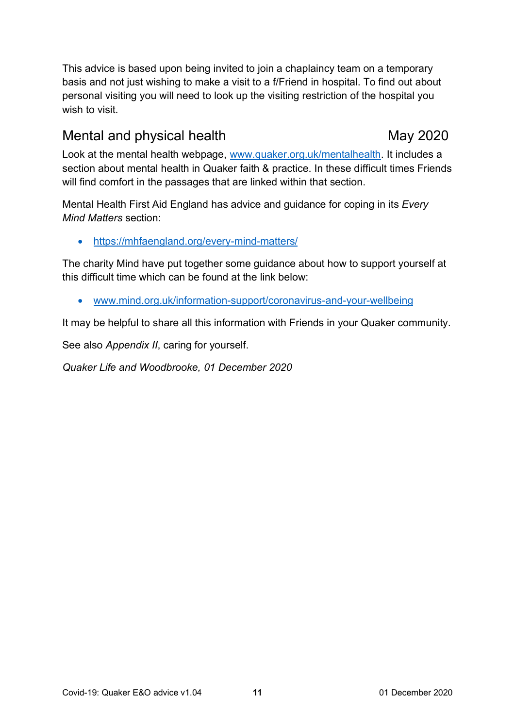This advice is based upon being invited to join a chaplaincy team on a temporary basis and not just wishing to make a visit to a f/Friend in hospital. To find out about personal visiting you will need to look up the visiting restriction of the hospital you wish to visit.

## Mental and physical health May 2020

Look at the mental health webpage, [www.quaker.org.uk/mentalhealth](www.quaker.org.uk/mentalhealth). It includes a section about mental health in Quaker faith & practice. In these difficult times Friends will find comfort in the passages that are linked within that section.

Mental Health First Aid England has advice and guidance for coping in its *Every Mind Matters* section:

- [https://mhfaengland.org/every-mind-matters/](https://mhfaengland.org/every-mind-matters/)

The charity Mind have put together some guidance about how to support yourself at this difficult time which can be found at the link below:

- [www.mind.org.uk/information-support/coronavirus-and-your-wellbeing](www.mind.org.uk/information-support/coronavirus-and-your-wellbeing)

It may be helpful to share all this information with Friends in your Quaker community.

See also *Appendix II*, caring for yourself.

*Quaker Life and Woodbrooke, 01 December 2020*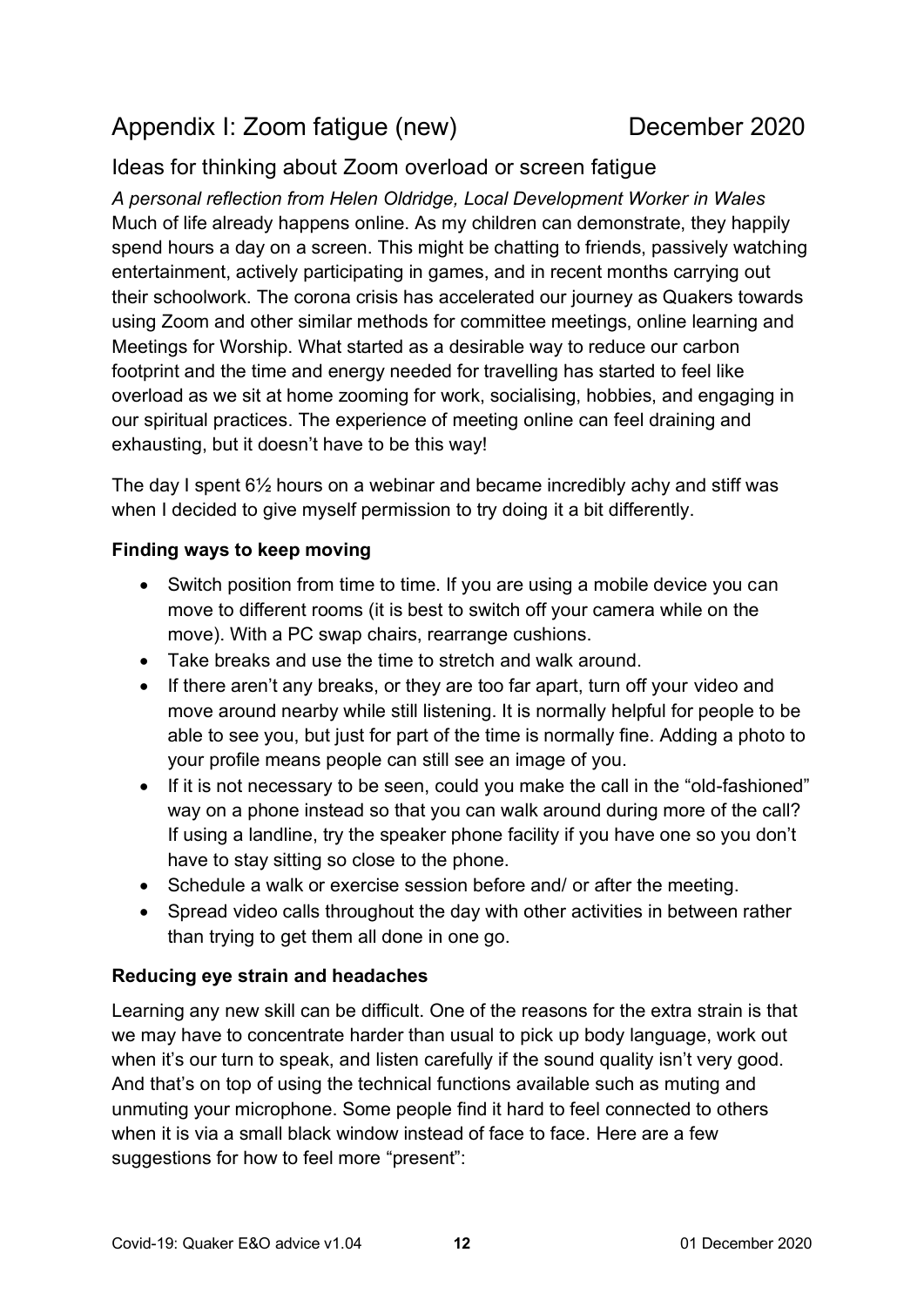## Appendix I: Zoom fatigue (new) December 2020

### Ideas for thinking about Zoom overload or screen fatigue

*A personal reflection from Helen Oldridge, Local Development Worker in Wales*

Much of life already happens online. As my children can demonstrate, they happily spend hours a day on a screen. This might be chatting to friends, passively watching entertainment, actively participating in games, and in recent months carrying out their schoolwork. The corona crisis has accelerated our journey as Quakers towards using Zoom and other similar methods for committee meetings, online learning and Meetings for Worship. What started as a desirable way to reduce our carbon footprint and the time and energy needed for travelling has started to feel like overload as we sit at home zooming for work, socialising, hobbies, and engaging in our spiritual practices. The experience of meeting online can feel draining and exhausting, but it doesn't have to be this way!

The day I spent 6½ hours on a webinar and became incredibly achy and stiff was when I decided to give myself permission to try doing it a bit differently.

**Finding ways to keep moving**

- Switch position from time to time. If you are using a mobile device you can move to different rooms (it is best to switch off your camera while on the move). With a PC swap chairs, rearrange cushions.
- Take breaks and use the time to stretch and walk around.
- If there aren't any breaks, or they are too far apart, turn off your video and move around nearby while still listening. It is normally helpful for people to be able to see you, but just for part of the time is normally fine. Adding a photo to your profile means people can still see an image of you.
- If it is not necessary to be seen, could you make the call in the "old-fashioned" way on a phone instead so that you can walk around during more of the call? If using a landline, try the speaker phone facility if you have one so you don't have to stay sitting so close to the phone.
- Schedule a walk or exercise session before and/ or after the meeting.
- Spread video calls throughout the day with other activities in between rather than trying to get them all done in one go.

**Reducing eye strain and headaches**

Learning any new skill can be difficult. One of the reasons for the extra strain is that we may have to concentrate harder than usual to pick up body language, work out when it's our turn to speak, and listen carefully if the sound quality isn't very good. And that's on top of using the technical functions available such as muting and unmuting your microphone. Some people find it hard to feel connected to others when it is via a small black window instead of face to face. Here are a few suggestions for how to feel more "present":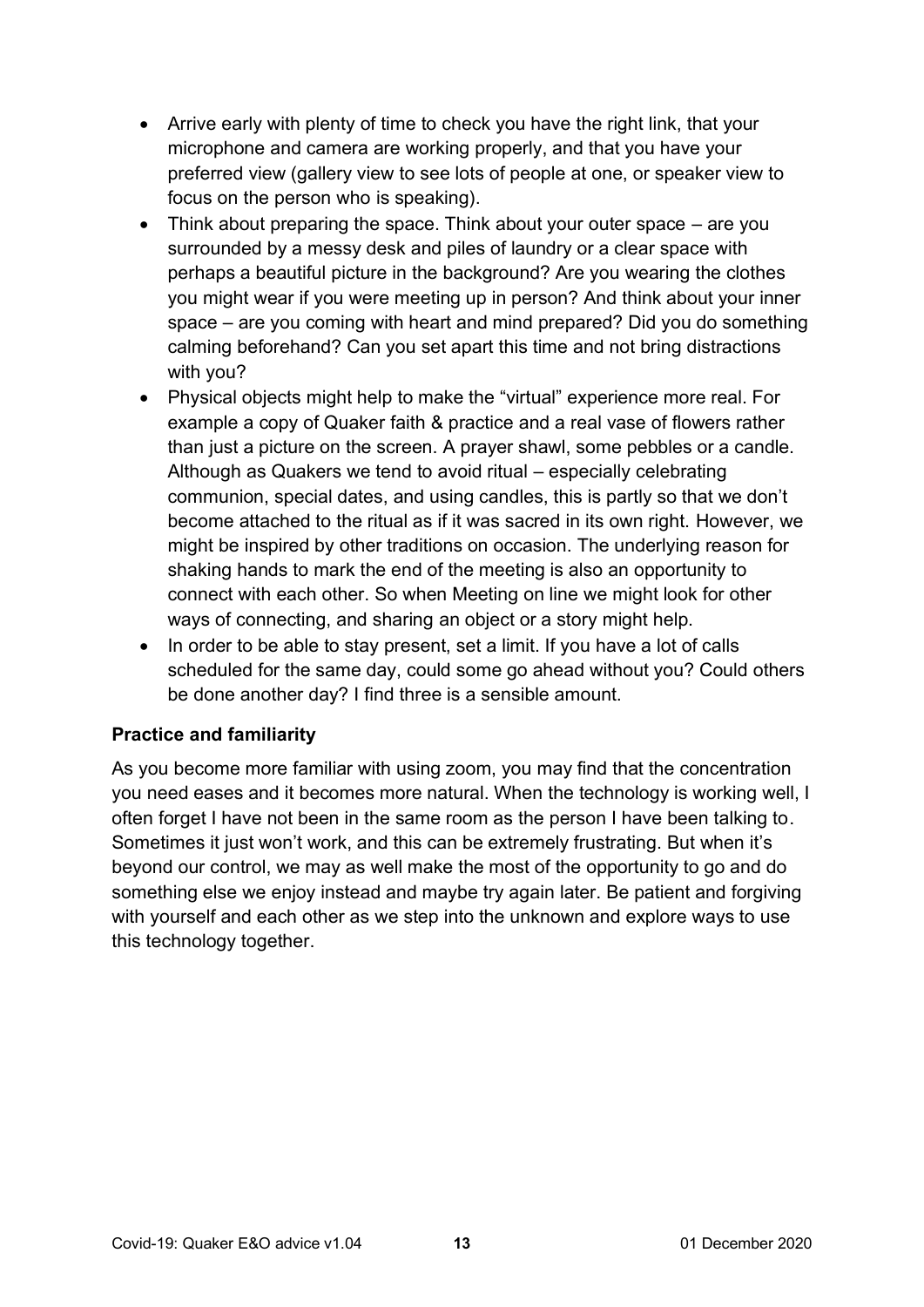- Arrive early with plenty of time to check you have the right link, that your microphone and camera are working properly, and that you have your preferred view (gallery view to see lots of people at one, or speaker view to focus on the person who is speaking).
- Think about preparing the space. Think about your outer space – are you surrounded by a messy desk and piles of laundry or a clear space with perhaps a beautiful picture in the background? Are you wearing the clothes you might wear if you were meeting up in person? And think about your inner space – are you coming with heart and mind prepared? Did you do something calming beforehand? Can you set apart this time and not bring distractions with you?
- Physical objects might help to make the "virtual" experience more real. For example a copy of Quaker faith & practice and a real vase of flowers rather than just a picture on the screen. A prayer shawl, some pebbles or a candle. Although as Quakers we tend to avoid ritual – especially celebrating communion, special dates, and using candles, this is partly so that we don't become attached to the ritual as if it was sacred in its own right. However, we might be inspired by other traditions on occasion. The underlying reason for shaking hands to mark the end of the meeting is also an opportunity to connect with each other. So when Meeting on line we might look for other ways of connecting, and sharing an object or a story might help.
- In order to be able to stay present, set a limit. If you have a lot of calls scheduled for the same day, could some go ahead without you? Could others be done another day? I find three is a sensible amount.

**Practice and familiarity**

As you become more familiar with using zoom, you may find that the concentration you need eases and it becomes more natural. When the technology is working well, I often forget I have not been in the same room as the person I have been talking to. Sometimes it just won't work, and this can be extremely frustrating. But when it's beyond our control, we may as well make the most of the opportunity to go and do something else we enjoy instead and maybe try again later. Be patient and forgiving with yourself and each other as we step into the unknown and explore ways to use this technology together.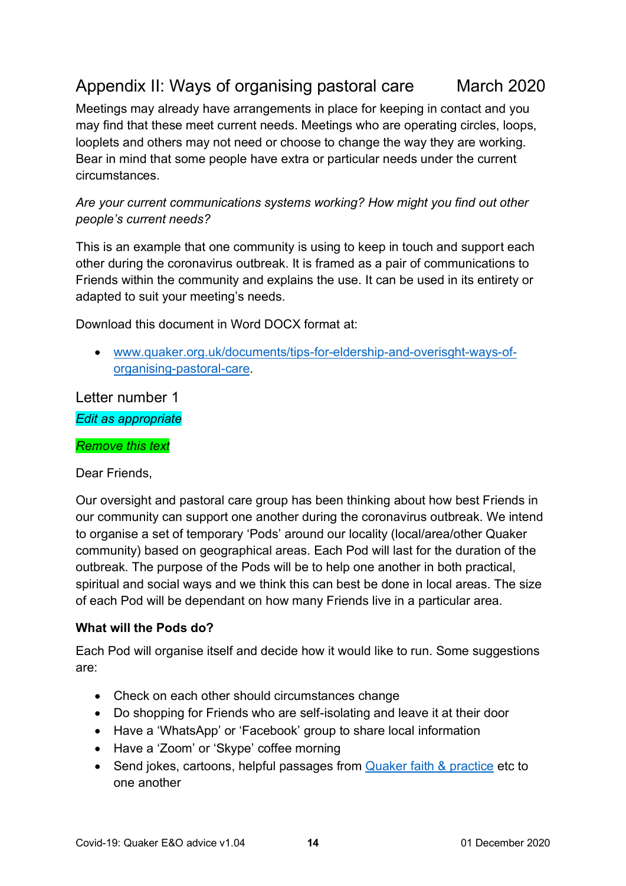## Appendix II: Ways of organising pastoral care March 2020

Meetings may already have arrangements in place for keeping in contact and you may find that these meet current needs. Meetings who are operating circles, loops, looplets and others may not need or choose to change the way they are working. Bear in mind that some people have extra or particular needs under the current circumstances.

*Are your current communications systems working? How might you find out other people's current needs?*

This is an example that one community is using to keep in touch and support each other during the coronavirus outbreak. It is framed as a pair of communications to Friends within the community and explains the use. It can be used in its entirety or adapted to suit your meeting's needs.

Download this document in Word DOCX format at:

- [www.quaker.org.uk/documents/tips-for-eldership-and-overisght-ways-of-organising-pastoral-care](www.quaker.org.uk/documents/tips-for-eldership-and-overisght-ways-of-organising-pastoral-care).

### Letter number 1

*Edit as appropriate*

*Remove this text*

Dear Friends,

Our oversight and pastoral care group has been thinking about how best Friends in our community can support one another during the coronavirus outbreak. We intend to organise a set of temporary 'Pods' around our locality (local/area/other Quaker community) based on geographical areas. Each Pod will last for the duration of the outbreak. The purpose of the Pods will be to help one another in both practical, spiritual and social ways and we think this can best be done in local areas. The size of each Pod will be dependant on how many Friends live in a particular area.

**What will the Pods do?**

Each Pod will organise itself and decide how it would like to run. Some suggestions are:

- Check on each other should circumstances change
- Do shopping for Friends who are self-isolating and leave it at their door
- Have a 'WhatsApp' or 'Facebook' group to share local information
- Have a 'Zoom' or 'Skype' coffee morning
- Send jokes, cartoons, helpful passages from Quaker faith & practice etc to one another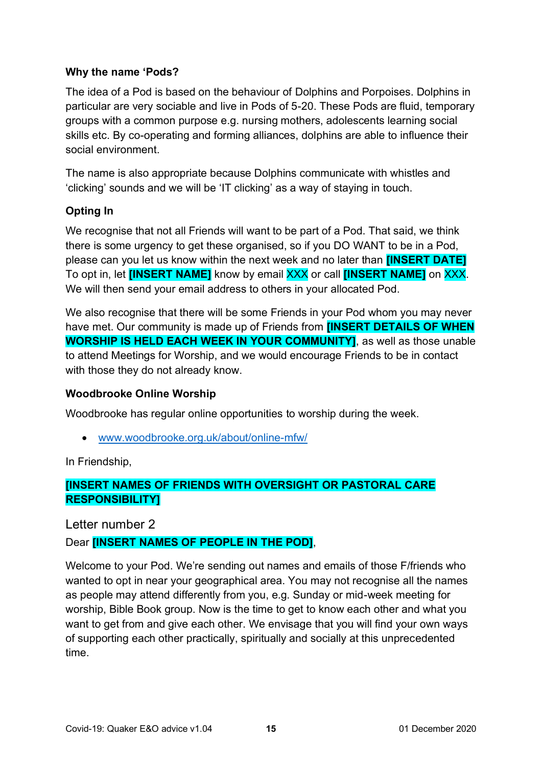**Why the name 'Pods?**

The idea of a Pod is based on the behaviour of Dolphins and Porpoises. Dolphins in particular are very sociable and live in Pods of 5-20. These Pods are fluid, temporary groups with a common purpose e.g. nursing mothers, adolescents learning social skills etc. By co-operating and forming alliances, dolphins are able to influence their social environment.

The name is also appropriate because Dolphins communicate with whistles and 'clicking' sounds and we will be 'IT clicking' as a way of staying in touch.

**Opting In**

We recognise that not all Friends will want to be part of a Pod. That said, we think there is some urgency to get these organised, so if you DO WANT to be in a Pod, please can you let us know within the next week and no later than **[INSERT DATE]** To opt in, let **[INSERT NAME]** know by email XXX or call **[INSERT NAME]** on XXX. We will then send your email address to others in your allocated Pod.

We also recognise that there will be some Friends in your Pod whom you may never have met. Our community is made up of Friends from **[INSERT DETAILS OF WHEN WORSHIP IS HELD EACH WEEK IN YOUR COMMUNITY]**, as well as those unable to attend Meetings for Worship, and we would encourage Friends to be in contact with those they do not already know.

**Woodbrooke Online Worship**

Woodbrooke has regular online opportunities to worship during the week.

- www.woodbrooke.org.uk/about/online-mfw/

In Friendship,

**[INSERT NAMES OF FRIENDS WITH OVERSIGHT OR PASTORAL CARE RESPONSIBILITY]**

Letter number 2

Dear **[INSERT NAMES OF PEOPLE IN THE POD]**,

Welcome to your Pod. We're sending out names and emails of those F/friends who wanted to opt in near your geographical area. You may not recognise all the names as people may attend differently from you, e.g. Sunday or mid-week meeting for worship, Bible Book group. Now is the time to get to know each other and what you want to get from and give each other. We envisage that you will find your own ways of supporting each other practically, spiritually and socially at this unprecedented time.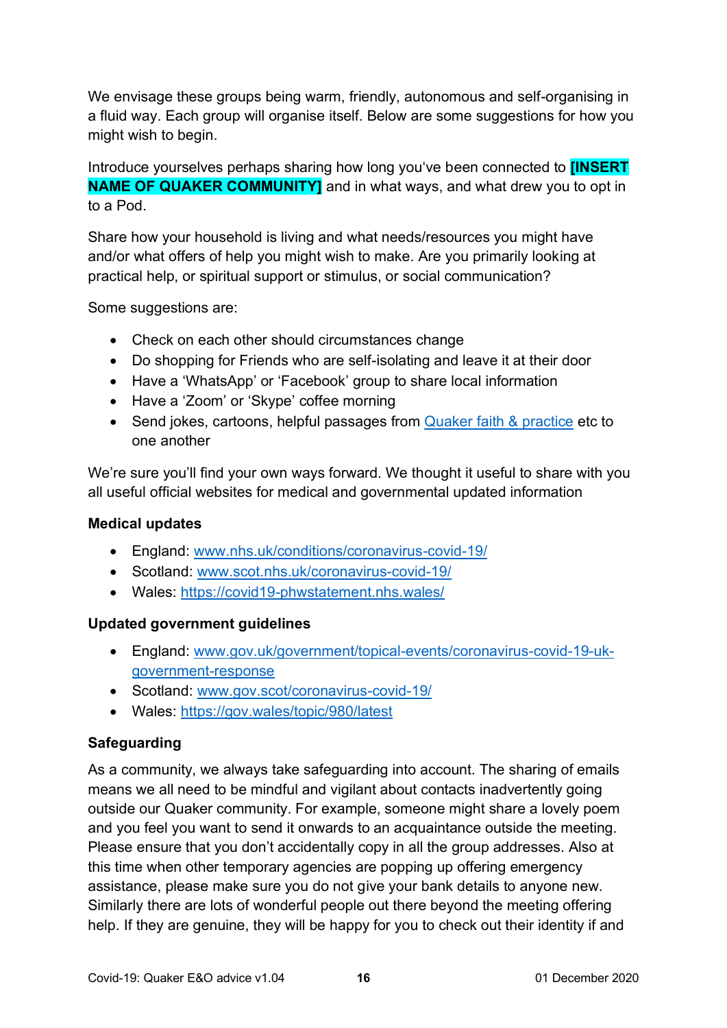We envisage these groups being warm, friendly, autonomous and self-organising in a fluid way. Each group will organise itself. Below are some suggestions for how you might wish to begin.

Introduce yourselves perhaps sharing how long you've been connected to **[INSERT NAME OF QUAKER COMMUNITY]** and in what ways, and what drew you to opt in to a Pod.

Share how your household is living and what needs/resources you might have and/or what offers of help you might wish to make. Are you primarily looking at practical help, or spiritual support or stimulus, or social communication?

Some suggestions are:

- Check on each other should circumstances change
- Do shopping for Friends who are self-isolating and leave it at their door
- Have a 'WhatsApp' or 'Facebook' group to share local information
- Have a 'Zoom' or 'Skype' coffee morning
- Send jokes, cartoons, helpful passages from Quaker faith & practice etc to one another

We're sure you'll find your own ways forward. We thought it useful to share with you all useful official websites for medical and governmental updated information

**Medical updates**

- England: www.nhs.uk/conditions/coronavirus-covid-19/
- Scotland: www.scot.nhs.uk/coronavirus-covid-19/
- Wales: https://covid19-phwstatement.nhs.wales/

**Updated government guidelines**

- England: www.gov.uk/government/topical-events/coronavirus-covid-19-uk-government-response
- Scotland: www.gov.scot/coronavirus-covid-19/
- Wales: https://gov.wales/topic/980/latest

**Safeguarding**

As a community, we always take safeguarding into account. The sharing of emails means we all need to be mindful and vigilant about contacts inadvertently going outside our Quaker community. For example, someone might share a lovely poem and you feel you want to send it onwards to an acquaintance outside the meeting. Please ensure that you don't accidentally copy in all the group addresses. Also at this time when other temporary agencies are popping up offering emergency assistance, please make sure you do not give your bank details to anyone new. Similarly there are lots of wonderful people out there beyond the meeting offering help. If they are genuine, they will be happy for you to check out their identity if and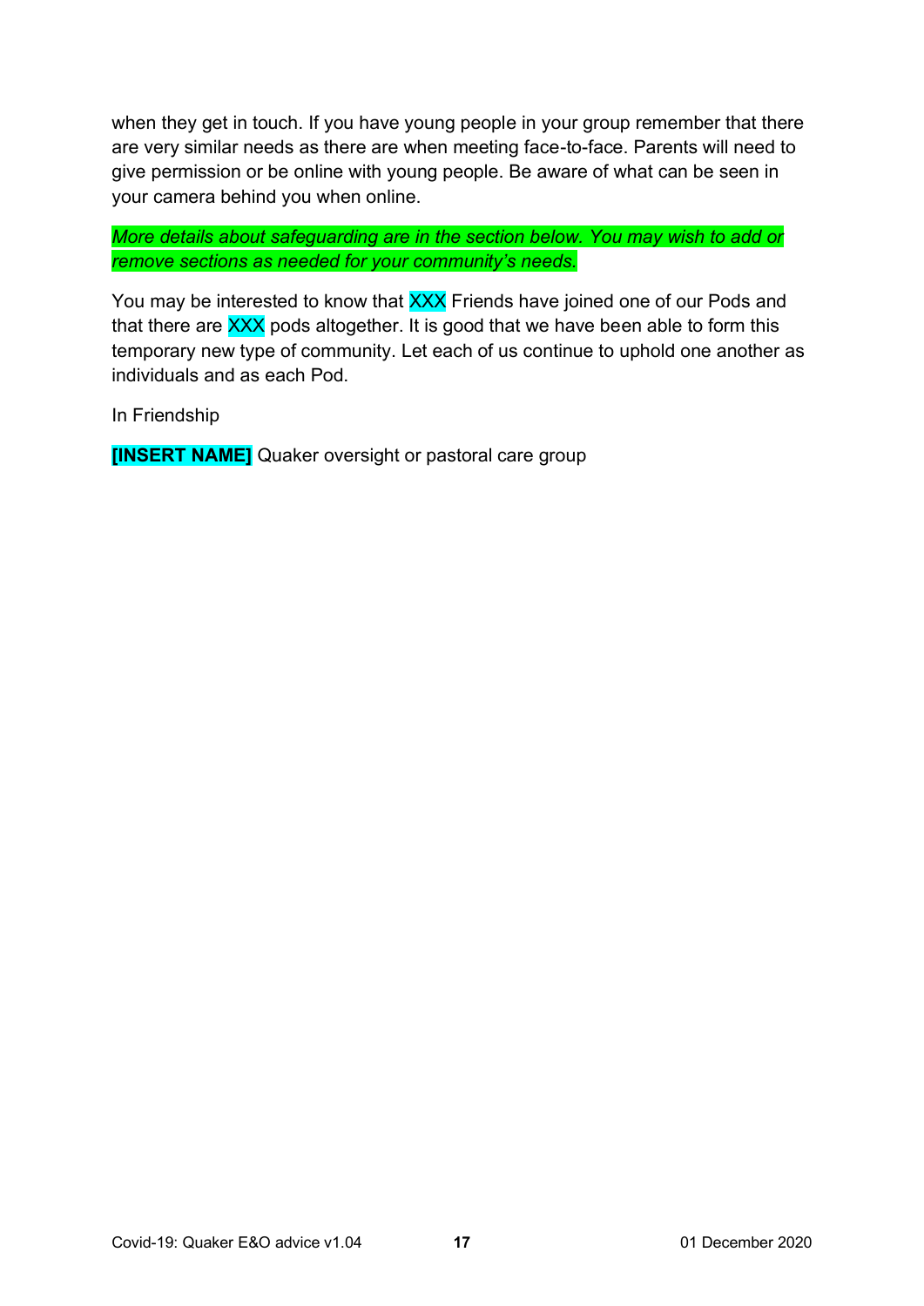when they get in touch. If you have young people in your group remember that there are very similar needs as there are when meeting face-to-face. Parents will need to give permission or be online with young people. Be aware of what can be seen in your camera behind you when online.

*More details about safeguarding are in the section below. You may wish to add or remove sections as needed for your community's needs.*

You may be interested to know that XXX Friends have joined one of our Pods and that there are XXX pods altogether. It is good that we have been able to form this temporary new type of community. Let each of us continue to uphold one another as individuals and as each Pod.

In Friendship

**[INSERT NAME]** Quaker oversight or pastoral care group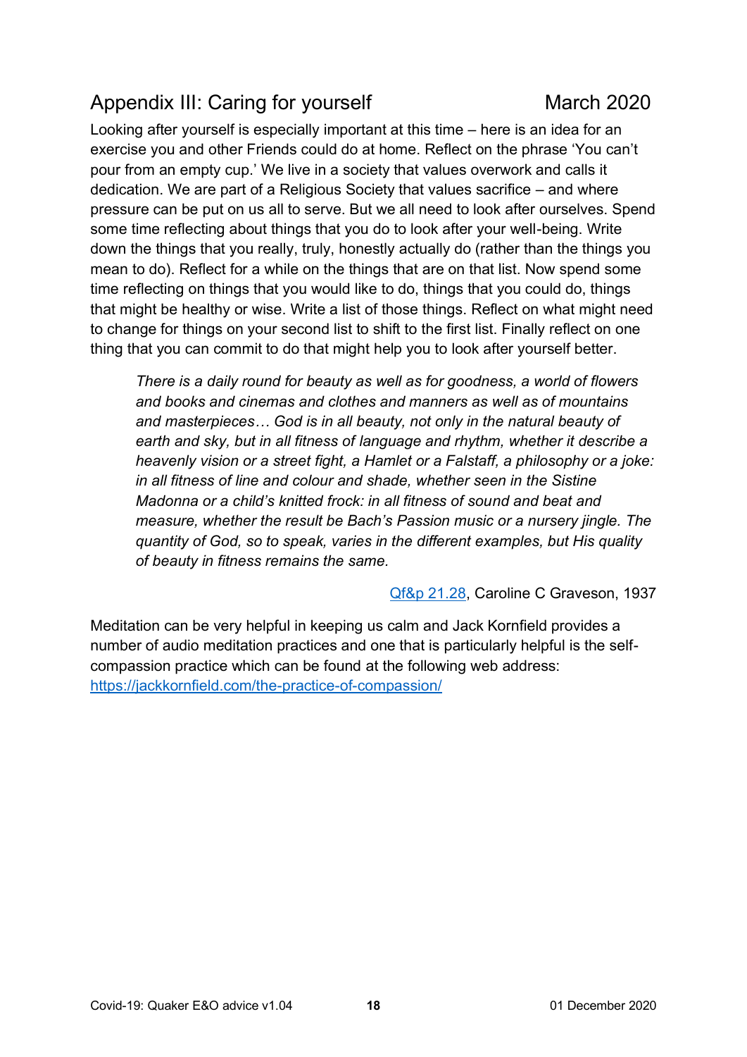## Appendix III: Caring for yourself March 2020

Looking after yourself is especially important at this time – here is an idea for an exercise you and other Friends could do at home. Reflect on the phrase 'You can't pour from an empty cup.' We live in a society that values overwork and calls it dedication. We are part of a Religious Society that values sacrifice – and where pressure can be put on us all to serve. But we all need to look after ourselves. Spend some time reflecting about things that you do to look after your well-being. Write down the things that you really, truly, honestly actually do (rather than the things you mean to do). Reflect for a while on the things that are on that list. Now spend some time reflecting on things that you would like to do, things that you could do, things that might be healthy or wise. Write a list of those things. Reflect on what might need to change for things on your second list to shift to the first list. Finally reflect on one thing that you can commit to do that might help you to look after yourself better.

> *There is a daily round for beauty as well as for goodness, a world of flowers and books and cinemas and clothes and manners as well as of mountains and masterpieces… God is in all beauty, not only in the natural beauty of earth and sky, but in all fitness of language and rhythm, whether it describe a heavenly vision or a street fight, a Hamlet or a Falstaff, a philosophy or a joke: in all fitness of line and colour and shade, whether seen in the Sistine Madonna or a child's knitted frock: in all fitness of sound and beat and measure, whether the result be Bach's Passion music or a nursery jingle. The quantity of God, so to speak, varies in the different examples, but His quality of beauty in fitness remains the same.*
>
> Qf&p 21.28, Caroline C Graveson, 1937

Meditation can be very helpful in keeping us calm and Jack Kornfield provides a number of audio meditation practices and one that is particularly helpful is the self-compassion practice which can be found at the following web address: https://jackkornfield.com/the-practice-of-compassion/